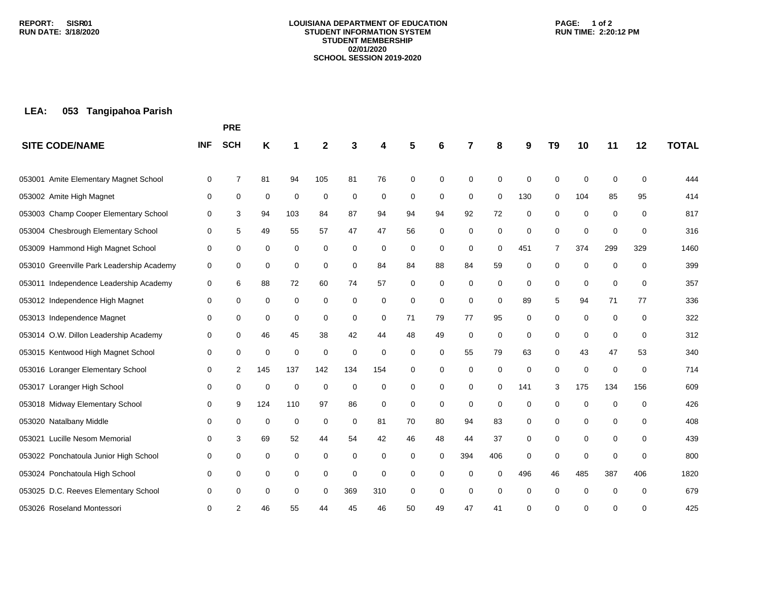**LOUISIANA DEPARTMENT OF EDUCATION**
**STUDENT INFORMATION SYSTEM**
**STUDENT MEMBERSHIP**
**02/01/2020**
**SCHOOL SESSION 2019-2020**

REPORT: SISR01
RUN DATE: 3/18/2020
RUN TIME: 2:20:12 PM

**LEA: 053 Tangipahoa Parish**

| SITE CODE/NAME | INF | PRE SCH | K | 1 | 2 | 3 | 4 | 5 | 6 | 7 | 8 | 9 | T9 | 10 | 11 | 12 | TOTAL |
|---|---|---|---|---|---|---|---|---|---|---|---|---|---|---|---|---|---|
| 053001 Amite Elementary Magnet School | 0 | 7 | 81 | 94 | 105 | 81 | 76 | 0 | 0 | 0 | 0 | 0 | 0 | 0 | 0 | 0 | 444 |
| 053002 Amite High Magnet | 0 | 0 | 0 | 0 | 0 | 0 | 0 | 0 | 0 | 0 | 0 | 130 | 0 | 104 | 85 | 95 | 414 |
| 053003 Champ Cooper Elementary School | 0 | 3 | 94 | 103 | 84 | 87 | 94 | 94 | 94 | 92 | 72 | 0 | 0 | 0 | 0 | 0 | 817 |
| 053004 Chesbrough Elementary School | 0 | 5 | 49 | 55 | 57 | 47 | 47 | 56 | 0 | 0 | 0 | 0 | 0 | 0 | 0 | 0 | 316 |
| 053009 Hammond High Magnet School | 0 | 0 | 0 | 0 | 0 | 0 | 0 | 0 | 0 | 0 | 0 | 451 | 7 | 374 | 299 | 329 | 1460 |
| 053010 Greenville Park Leadership Academy | 0 | 0 | 0 | 0 | 0 | 0 | 84 | 84 | 88 | 84 | 59 | 0 | 0 | 0 | 0 | 0 | 399 |
| 053011 Independence Leadership Academy | 0 | 6 | 88 | 72 | 60 | 74 | 57 | 0 | 0 | 0 | 0 | 0 | 0 | 0 | 0 | 0 | 357 |
| 053012 Independence High Magnet | 0 | 0 | 0 | 0 | 0 | 0 | 0 | 0 | 0 | 0 | 0 | 89 | 5 | 94 | 71 | 77 | 336 |
| 053013 Independence Magnet | 0 | 0 | 0 | 0 | 0 | 0 | 0 | 71 | 79 | 77 | 95 | 0 | 0 | 0 | 0 | 0 | 322 |
| 053014 O.W. Dillon Leadership Academy | 0 | 0 | 46 | 45 | 38 | 42 | 44 | 48 | 49 | 0 | 0 | 0 | 0 | 0 | 0 | 0 | 312 |
| 053015 Kentwood High Magnet School | 0 | 0 | 0 | 0 | 0 | 0 | 0 | 0 | 0 | 55 | 79 | 63 | 0 | 43 | 47 | 53 | 340 |
| 053016 Loranger Elementary School | 0 | 2 | 145 | 137 | 142 | 134 | 154 | 0 | 0 | 0 | 0 | 0 | 0 | 0 | 0 | 0 | 714 |
| 053017 Loranger High School | 0 | 0 | 0 | 0 | 0 | 0 | 0 | 0 | 0 | 0 | 0 | 141 | 3 | 175 | 134 | 156 | 609 |
| 053018 Midway Elementary School | 0 | 9 | 124 | 110 | 97 | 86 | 0 | 0 | 0 | 0 | 0 | 0 | 0 | 0 | 0 | 0 | 426 |
| 053020 Natalbany Middle | 0 | 0 | 0 | 0 | 0 | 0 | 81 | 70 | 80 | 94 | 83 | 0 | 0 | 0 | 0 | 0 | 408 |
| 053021 Lucille Nesom Memorial | 0 | 3 | 69 | 52 | 44 | 54 | 42 | 46 | 48 | 44 | 37 | 0 | 0 | 0 | 0 | 0 | 439 |
| 053022 Ponchatoula Junior High School | 0 | 0 | 0 | 0 | 0 | 0 | 0 | 0 | 0 | 394 | 406 | 0 | 0 | 0 | 0 | 0 | 800 |
| 053024 Ponchatoula High School | 0 | 0 | 0 | 0 | 0 | 0 | 0 | 0 | 0 | 0 | 0 | 496 | 46 | 485 | 387 | 406 | 1820 |
| 053025 D.C. Reeves Elementary School | 0 | 0 | 0 | 0 | 0 | 369 | 310 | 0 | 0 | 0 | 0 | 0 | 0 | 0 | 0 | 0 | 679 |
| 053026 Roseland Montessori | 0 | 2 | 46 | 55 | 44 | 45 | 46 | 50 | 49 | 47 | 41 | 0 | 0 | 0 | 0 | 0 | 425 |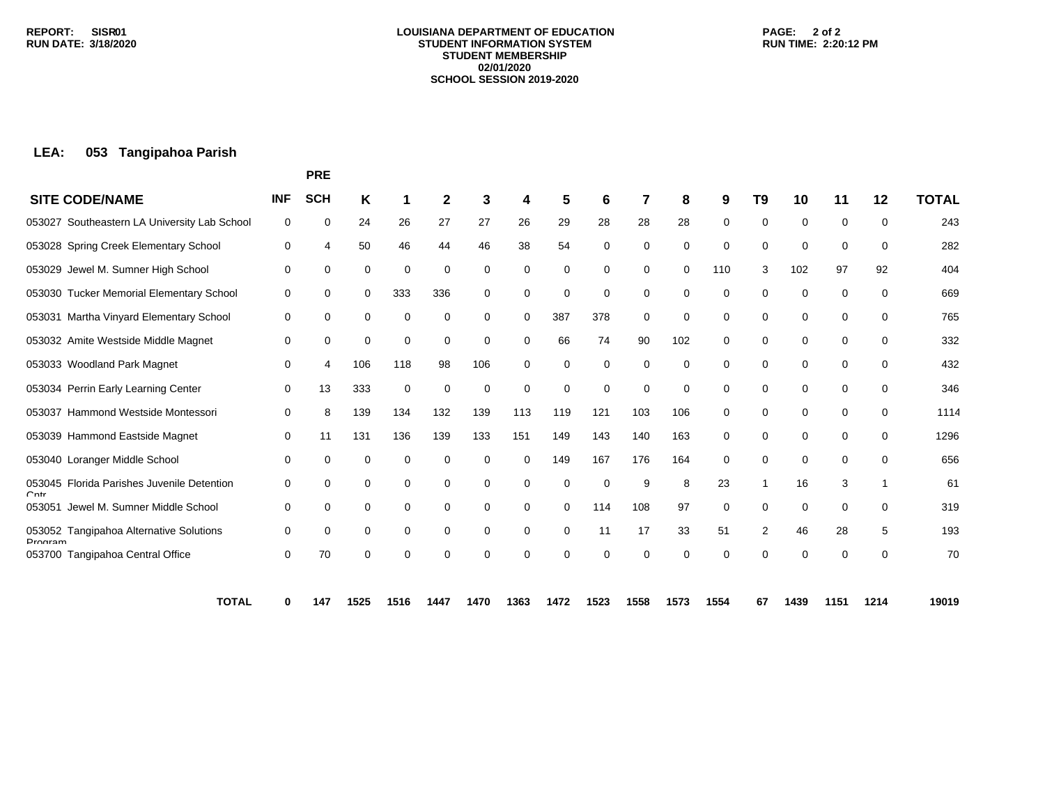**REPORT: SISR01**
**RUN DATE: 3/18/2020**

**LOUISIANA DEPARTMENT OF EDUCATION**
**STUDENT INFORMATION SYSTEM**
**STUDENT MEMBERSHIP**
**02/01/2020**
**SCHOOL SESSION 2019-2020**

**RUN TIME: 2:20:12 PM**

## LEA: 053 Tangipahoa Parish

| SITE CODE/NAME | INF | PRE SCH | K | 1 | 2 | 3 | 4 | 5 | 6 | 7 | 8 | 9 | T9 | 10 | 11 | 12 | TOTAL |
|---|---|---|---|---|---|---|---|---|---|---|---|---|---|---|---|---|---|
| 053027 Southeastern LA University Lab School | 0 | 0 | 24 | 26 | 27 | 27 | 26 | 29 | 28 | 28 | 28 | 0 | 0 | 0 | 0 | 0 | 243 |
| 053028 Spring Creek Elementary School | 0 | 4 | 50 | 46 | 44 | 46 | 38 | 54 | 0 | 0 | 0 | 0 | 0 | 0 | 0 | 0 | 282 |
| 053029 Jewel M. Sumner High School | 0 | 0 | 0 | 0 | 0 | 0 | 0 | 0 | 0 | 0 | 0 | 110 | 3 | 102 | 97 | 92 | 404 |
| 053030 Tucker Memorial Elementary School | 0 | 0 | 0 | 333 | 336 | 0 | 0 | 0 | 0 | 0 | 0 | 0 | 0 | 0 | 0 | 0 | 669 |
| 053031 Martha Vinyard Elementary School | 0 | 0 | 0 | 0 | 0 | 0 | 0 | 387 | 378 | 0 | 0 | 0 | 0 | 0 | 0 | 0 | 765 |
| 053032 Amite Westside Middle Magnet | 0 | 0 | 0 | 0 | 0 | 0 | 0 | 66 | 74 | 90 | 102 | 0 | 0 | 0 | 0 | 0 | 332 |
| 053033 Woodland Park Magnet | 0 | 4 | 106 | 118 | 98 | 106 | 0 | 0 | 0 | 0 | 0 | 0 | 0 | 0 | 0 | 0 | 432 |
| 053034 Perrin Early Learning Center | 0 | 13 | 333 | 0 | 0 | 0 | 0 | 0 | 0 | 0 | 0 | 0 | 0 | 0 | 0 | 0 | 346 |
| 053037 Hammond Westside Montessori | 0 | 8 | 139 | 134 | 132 | 139 | 113 | 119 | 121 | 103 | 106 | 0 | 0 | 0 | 0 | 0 | 1114 |
| 053039 Hammond Eastside Magnet | 0 | 11 | 131 | 136 | 139 | 133 | 151 | 149 | 143 | 140 | 163 | 0 | 0 | 0 | 0 | 0 | 1296 |
| 053040 Loranger Middle School | 0 | 0 | 0 | 0 | 0 | 0 | 0 | 149 | 167 | 176 | 164 | 0 | 0 | 0 | 0 | 0 | 656 |
| 053045 Florida Parishes Juvenile Detention Cntr | 0 | 0 | 0 | 0 | 0 | 0 | 0 | 0 | 0 | 9 | 8 | 23 | 1 | 16 | 3 | 1 | 61 |
| 053051 Jewel M. Sumner Middle School | 0 | 0 | 0 | 0 | 0 | 0 | 0 | 0 | 114 | 108 | 97 | 0 | 0 | 0 | 0 | 0 | 319 |
| 053052 Tangipahoa Alternative Solutions Program | 0 | 0 | 0 | 0 | 0 | 0 | 0 | 0 | 11 | 17 | 33 | 51 | 2 | 46 | 28 | 5 | 193 |
| 053700 Tangipahoa Central Office | 0 | 70 | 0 | 0 | 0 | 0 | 0 | 0 | 0 | 0 | 0 | 0 | 0 | 0 | 0 | 0 | 70 |
| **TOTAL** | **0** | **147** | **1525** | **1516** | **1447** | **1470** | **1363** | **1472** | **1523** | **1558** | **1573** | **1554** | **67** | **1439** | **1151** | **1214** | **19019** |